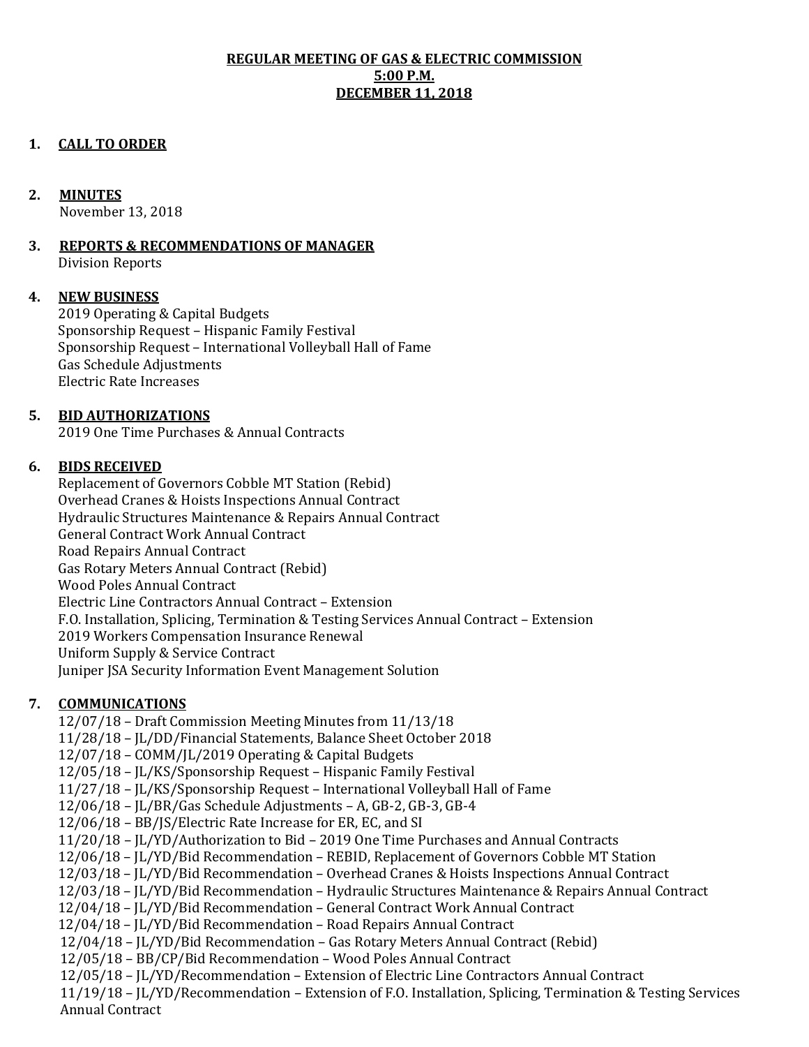# REGULAR MEETING OF GAS & ELECTRIC COMMISSION
## 5:00 P.M.
## DECEMBER 11, 2018

1. **CALL TO ORDER**

2. **MINUTES**
   November 13, 2018

3. **REPORTS & RECOMMENDATIONS OF MANAGER**
   Division Reports

4. **NEW BUSINESS**
   2019 Operating & Capital Budgets
   Sponsorship Request – Hispanic Family Festival
   Sponsorship Request – International Volleyball Hall of Fame
   Gas Schedule Adjustments
   Electric Rate Increases

5. **BID AUTHORIZATIONS**
   2019 One Time Purchases & Annual Contracts

6. **BIDS RECEIVED**
   Replacement of Governors Cobble MT Station (Rebid)
   Overhead Cranes & Hoists Inspections Annual Contract
   Hydraulic Structures Maintenance & Repairs Annual Contract
   General Contract Work Annual Contract
   Road Repairs Annual Contract
   Gas Rotary Meters Annual Contract (Rebid)
   Wood Poles Annual Contract
   Electric Line Contractors Annual Contract – Extension
   F.O. Installation, Splicing, Termination & Testing Services Annual Contract – Extension
   2019 Workers Compensation Insurance Renewal
   Uniform Supply & Service Contract
   Juniper JSA Security Information Event Management Solution

7. **COMMUNICATIONS**
   12/07/18 – Draft Commission Meeting Minutes from 11/13/18
   11/28/18 – JL/DD/Financial Statements, Balance Sheet October 2018
   12/07/18 – COMM/JL/2019 Operating & Capital Budgets
   12/05/18 – JL/KS/Sponsorship Request – Hispanic Family Festival
   11/27/18 – JL/KS/Sponsorship Request – International Volleyball Hall of Fame
   12/06/18 – JL/BR/Gas Schedule Adjustments – A, GB-2, GB-3, GB-4
   12/06/18 – BB/JS/Electric Rate Increase for ER, EC, and SI
   11/20/18 – JL/YD/Authorization to Bid – 2019 One Time Purchases and Annual Contracts
   12/06/18 – JL/YD/Bid Recommendation – REBID, Replacement of Governors Cobble MT Station
   12/03/18 – JL/YD/Bid Recommendation – Overhead Cranes & Hoists Inspections Annual Contract
   12/03/18 – JL/YD/Bid Recommendation – Hydraulic Structures Maintenance & Repairs Annual Contract
   12/04/18 – JL/YD/Bid Recommendation – General Contract Work Annual Contract
   12/04/18 – JL/YD/Bid Recommendation – Road Repairs Annual Contract
   12/04/18 – JL/YD/Bid Recommendation – Gas Rotary Meters Annual Contract (Rebid)
   12/05/18 – BB/CP/Bid Recommendation – Wood Poles Annual Contract
   12/05/18 – JL/YD/Recommendation – Extension of Electric Line Contractors Annual Contract
   11/19/18 – JL/YD/Recommendation – Extension of F.O. Installation, Splicing, Termination & Testing Services Annual Contract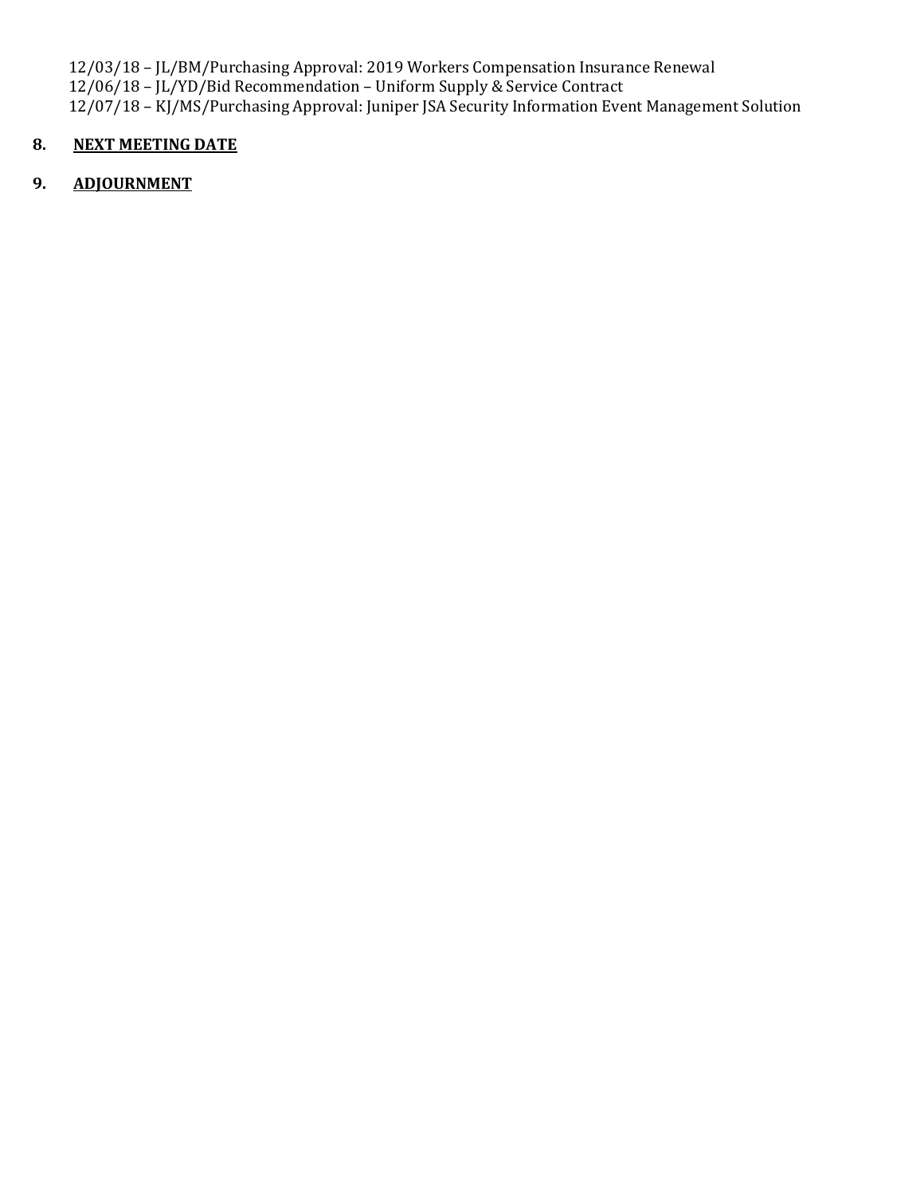12/03/18 – JL/BM/Purchasing Approval: 2019 Workers Compensation Insurance Renewal
12/06/18 – JL/YD/Bid Recommendation – Uniform Supply & Service Contract
12/07/18 – KJ/MS/Purchasing Approval: Juniper JSA Security Information Event Management Solution

**8. <u>NEXT MEETING DATE</u>**

**9. <u>ADJOURNMENT</u>**